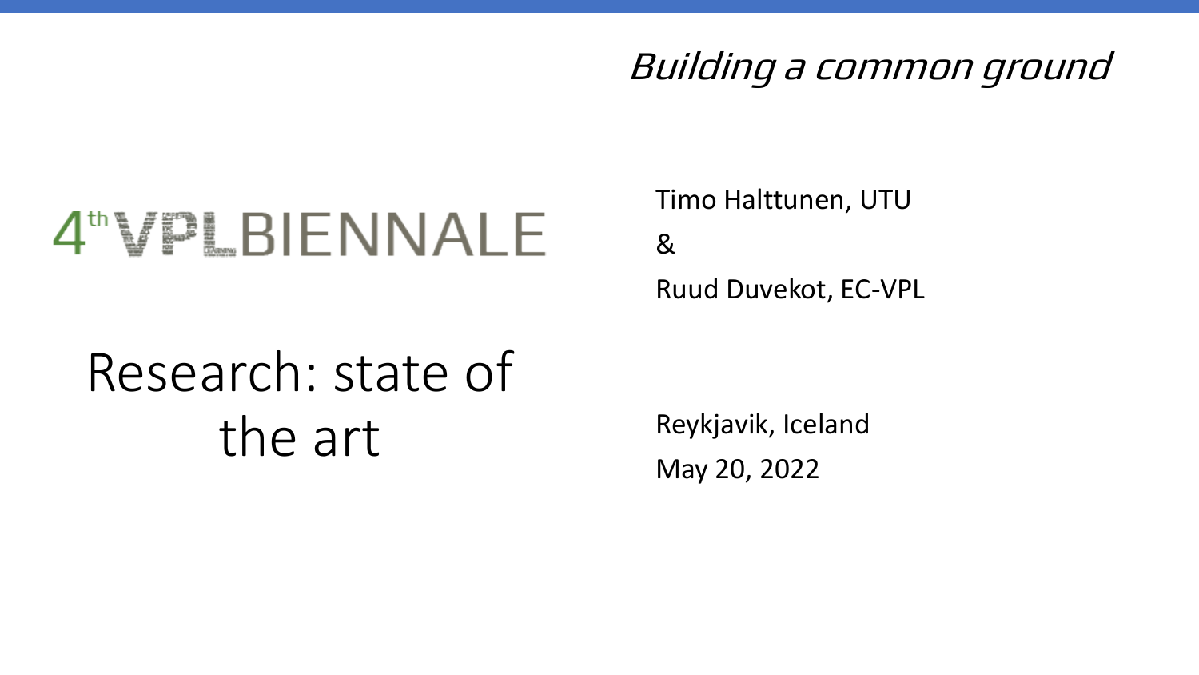*Building a common ground*

4th VPL BIENNALE

# Research: state of the art

Timo Halttunen, UTU

&

Ruud Duvekot, EC-VPL

Reykjavik, Iceland

May 20, 2022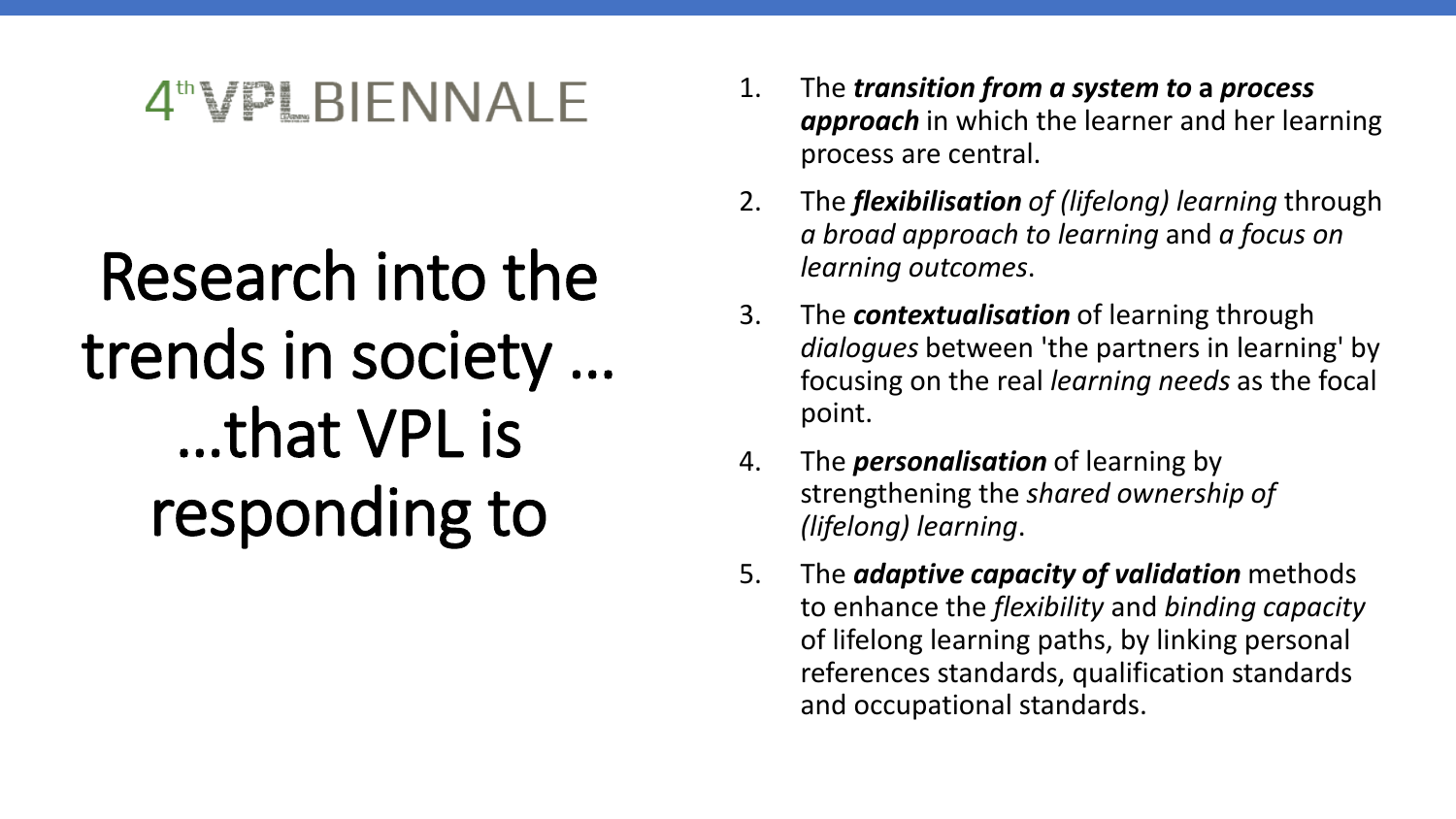4th VPL BIENNALE

# Research into the trends in society … …that VPL is responding to

1. The ***transition from a system to*** **a** ***process approach*** in which the learner and her learning process are central.
2. The ***flexibilisation*** *of (lifelong) learning* through *a broad approach to learning* and *a focus on learning outcomes*.
3. The ***contextualisation*** of learning through *dialogues* between 'the partners in learning' by focusing on the real *learning needs* as the focal point.
4. The ***personalisation*** of learning by strengthening the *shared ownership of (lifelong) learning*.
5. The ***adaptive capacity of validation*** methods to enhance the *flexibility* and *binding capacity* of lifelong learning paths, by linking personal references standards, qualification standards and occupational standards.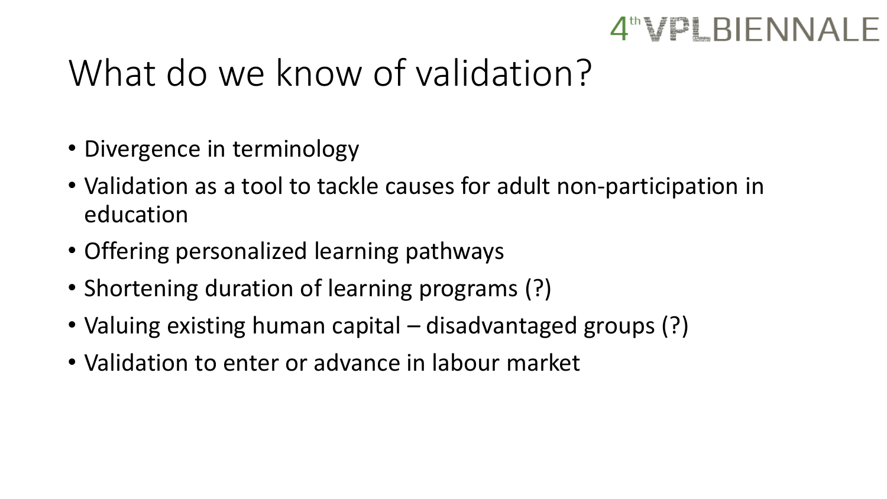# What do we know of validation?

- Divergence in terminology
- Validation as a tool to tackle causes for adult non-participation in education
- Offering personalized learning pathways
- Shortening duration of learning programs (?)
- Valuing existing human capital – disadvantaged groups (?)
- Validation to enter or advance in labour market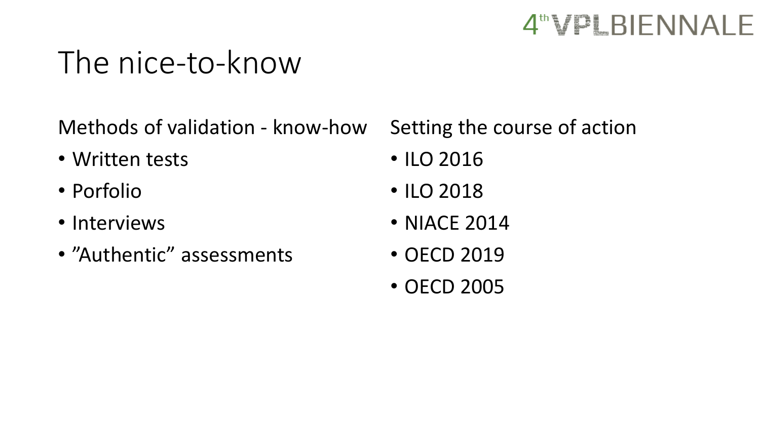# The nice-to-know

Methods of validation - know-how

- Written tests
- Porfolio
- Interviews
- ”Authentic” assessments

Setting the course of action

- ILO 2016
- ILO 2018
- NIACE 2014
- OECD 2019
- OECD 2005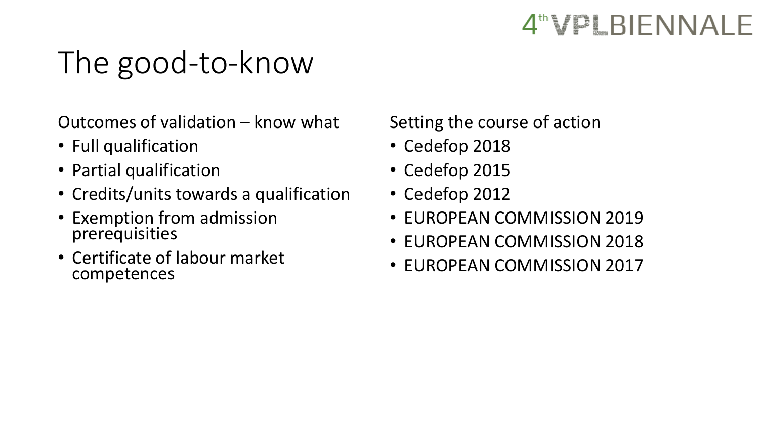# The good-to-know

Outcomes of validation – know what

- Full qualification
- Partial qualification
- Credits/units towards a qualification
- Exemption from admission prerequisities
- Certificate of labour market competences

Setting the course of action

- Cedefop 2018
- Cedefop 2015
- Cedefop 2012
- EUROPEAN COMMISSION 2019
- EUROPEAN COMMISSION 2018
- EUROPEAN COMMISSION 2017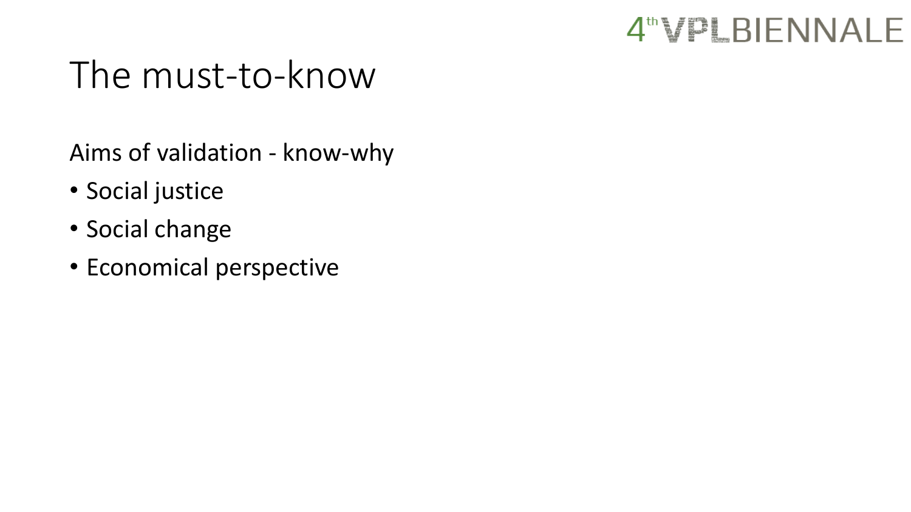# The must-to-know

Aims of validation - know-why

- Social justice
- Social change
- Economical perspective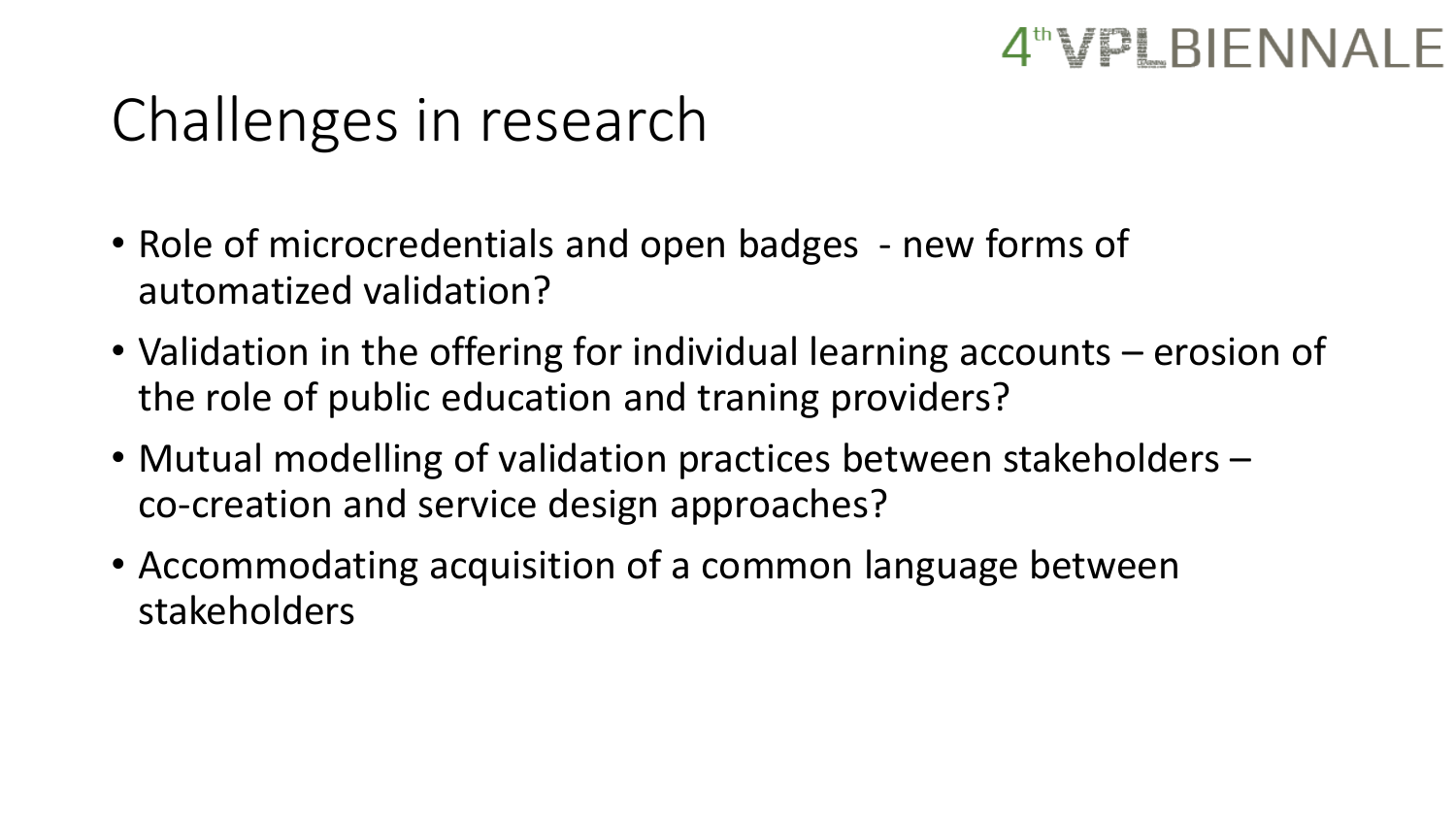# Challenges in research

- Role of microcredentials and open badges - new forms of automatized validation?
- Validation in the offering for individual learning accounts – erosion of the role of public education and traning providers?
- Mutual modelling of validation practices between stakeholders – co-creation and service design approaches?
- Accommodating acquisition of a common language between stakeholders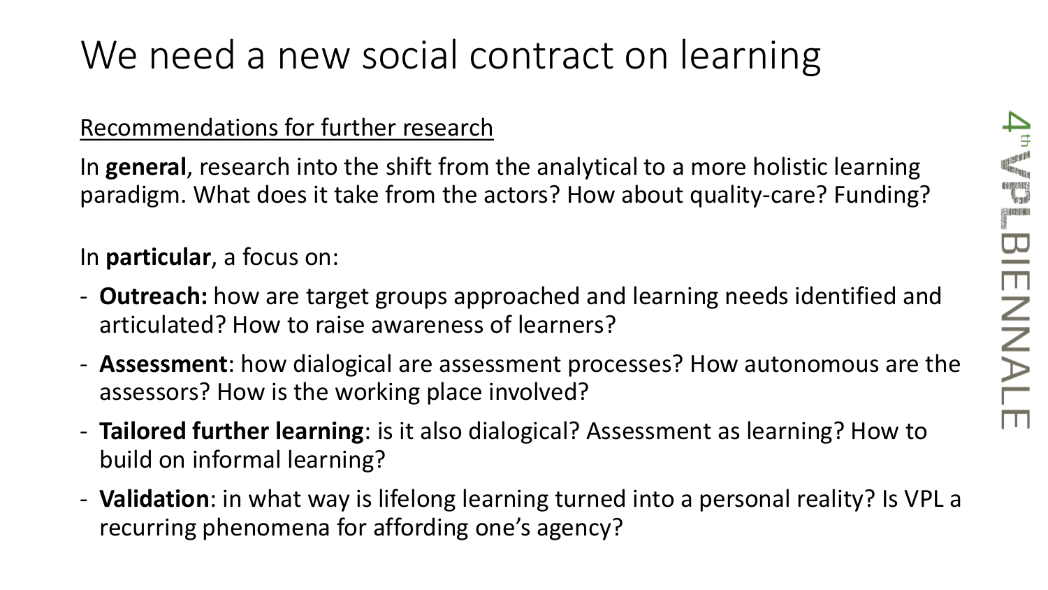# We need a new social contract on learning

Recommendations for further research

In **general**, research into the shift from the analytical to a more holistic learning paradigm. What does it take from the actors? How about quality-care? Funding?

In **particular**, a focus on:

- **Outreach:** how are target groups approached and learning needs identified and articulated? How to raise awareness of learners?
- **Assessment**: how dialogical are assessment processes? How autonomous are the assessors? How is the working place involved?
- **Tailored further learning**: is it also dialogical? Assessment as learning? How to build on informal learning?
- **Validation**: in what way is lifelong learning turned into a personal reality? Is VPL a recurring phenomena for affording one's agency?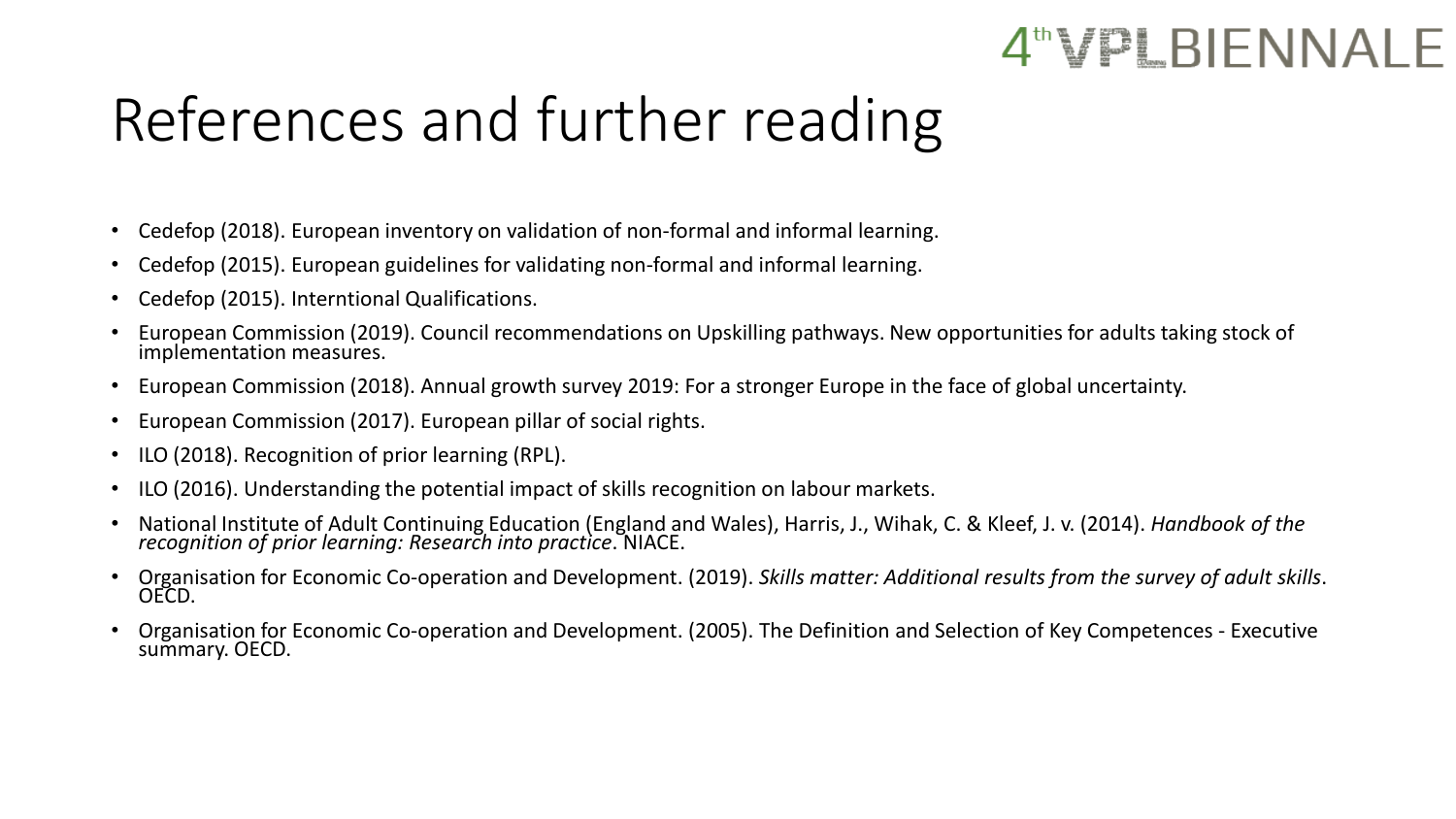# References and further reading

- Cedefop (2018). European inventory on validation of non-formal and informal learning.
- Cedefop (2015). European guidelines for validating non-formal and informal learning.
- Cedefop (2015). Interntional Qualifications.
- European Commission (2019). Council recommendations on Upskilling pathways. New opportunities for adults taking stock of implementation measures.
- European Commission (2018). Annual growth survey 2019: For a stronger Europe in the face of global uncertainty.
- European Commission (2017). European pillar of social rights.
- ILO (2018). Recognition of prior learning (RPL).
- ILO (2016). Understanding the potential impact of skills recognition on labour markets.
- National Institute of Adult Continuing Education (England and Wales), Harris, J., Wihak, C. & Kleef, J. v. (2014). *Handbook of the recognition of prior learning: Research into practice*. NIACE.
- Organisation for Economic Co-operation and Development. (2019). *Skills matter: Additional results from the survey of adult skills*. OECD.
- Organisation for Economic Co-operation and Development. (2005). The Definition and Selection of Key Competences - Executive summary. OECD.